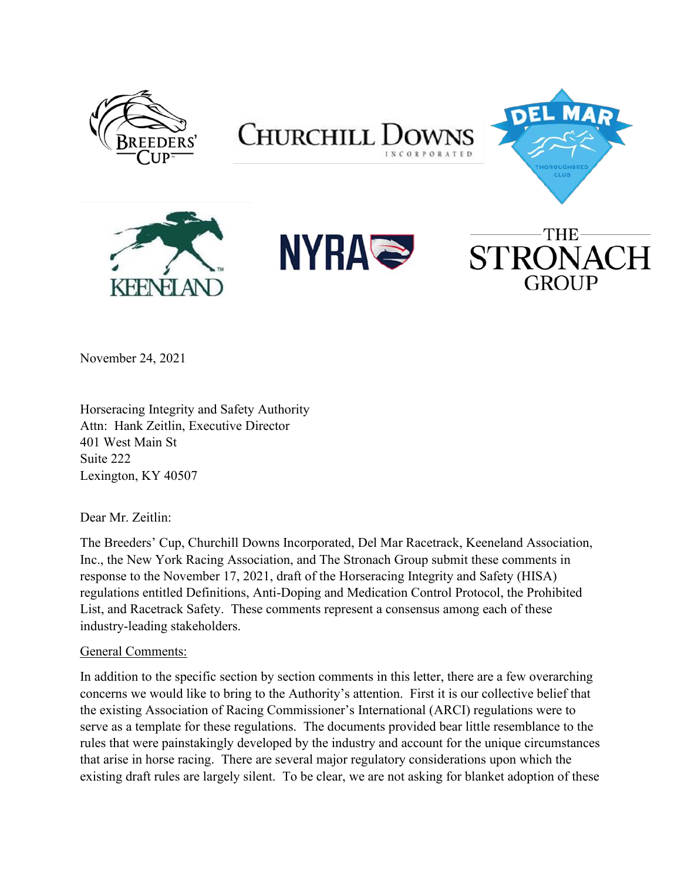November 24, 2021

Horseracing Integrity and Safety Authority  
Attn: Hank Zeitlin, Executive Director  
401 West Main St  
Suite 222  
Lexington, KY 40507

Dear Mr. Zeitlin:

The Breeders' Cup, Churchill Downs Incorporated, Del Mar Racetrack, Keeneland Association, Inc., the New York Racing Association, and The Stronach Group submit these comments in response to the November 17, 2021, draft of the Horseracing Integrity and Safety (HISA) regulations entitled Definitions, Anti-Doping and Medication Control Protocol, the Prohibited List, and Racetrack Safety. These comments represent a consensus among each of these industry-leading stakeholders.

General Comments:

In addition to the specific section by section comments in this letter, there are a few overarching concerns we would like to bring to the Authority's attention. First it is our collective belief that the existing Association of Racing Commissioner's International (ARCI) regulations were to serve as a template for these regulations. The documents provided bear little resemblance to the rules that were painstakingly developed by the industry and account for the unique circumstances that arise in horse racing. There are several major regulatory considerations upon which the existing draft rules are largely silent. To be clear, we are not asking for blanket adoption of these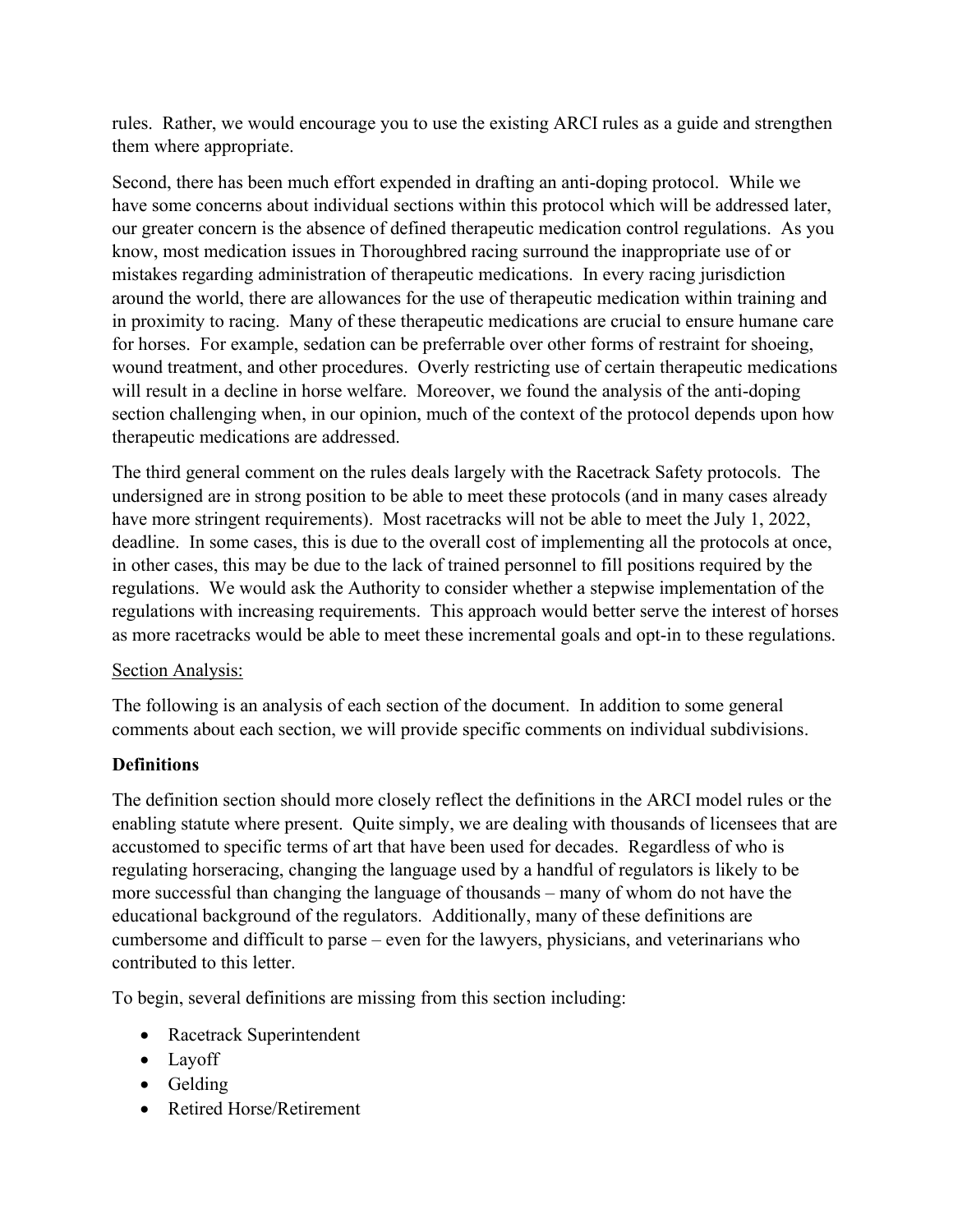rules. Rather, we would encourage you to use the existing ARCI rules as a guide and strengthen them where appropriate.

Second, there has been much effort expended in drafting an anti-doping protocol. While we have some concerns about individual sections within this protocol which will be addressed later, our greater concern is the absence of defined therapeutic medication control regulations. As you know, most medication issues in Thoroughbred racing surround the inappropriate use of or mistakes regarding administration of therapeutic medications. In every racing jurisdiction around the world, there are allowances for the use of therapeutic medication within training and in proximity to racing. Many of these therapeutic medications are crucial to ensure humane care for horses. For example, sedation can be preferrable over other forms of restraint for shoeing, wound treatment, and other procedures. Overly restricting use of certain therapeutic medications will result in a decline in horse welfare. Moreover, we found the analysis of the anti-doping section challenging when, in our opinion, much of the context of the protocol depends upon how therapeutic medications are addressed.

The third general comment on the rules deals largely with the Racetrack Safety protocols. The undersigned are in strong position to be able to meet these protocols (and in many cases already have more stringent requirements). Most racetracks will not be able to meet the July 1, 2022, deadline. In some cases, this is due to the overall cost of implementing all the protocols at once, in other cases, this may be due to the lack of trained personnel to fill positions required by the regulations. We would ask the Authority to consider whether a stepwise implementation of the regulations with increasing requirements. This approach would better serve the interest of horses as more racetracks would be able to meet these incremental goals and opt-in to these regulations.

<u>Section Analysis:</u>

The following is an analysis of each section of the document. In addition to some general comments about each section, we will provide specific comments on individual subdivisions.

**Definitions**

The definition section should more closely reflect the definitions in the ARCI model rules or the enabling statute where present. Quite simply, we are dealing with thousands of licensees that are accustomed to specific terms of art that have been used for decades. Regardless of who is regulating horseracing, changing the language used by a handful of regulators is likely to be more successful than changing the language of thousands – many of whom do not have the educational background of the regulators. Additionally, many of these definitions are cumbersome and difficult to parse – even for the lawyers, physicians, and veterinarians who contributed to this letter.

To begin, several definitions are missing from this section including:

- Racetrack Superintendent
- Layoff
- Gelding
- Retired Horse/Retirement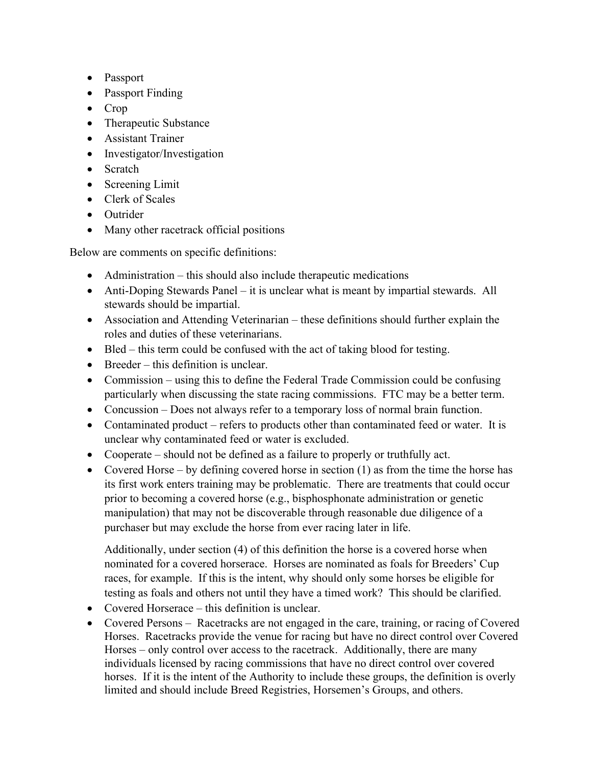- Passport
- Passport Finding
- Crop
- Therapeutic Substance
- Assistant Trainer
- Investigator/Investigation
- Scratch
- Screening Limit
- Clerk of Scales
- Outrider
- Many other racetrack official positions

Below are comments on specific definitions:

- Administration – this should also include therapeutic medications
- Anti-Doping Stewards Panel – it is unclear what is meant by impartial stewards. All stewards should be impartial.
- Association and Attending Veterinarian – these definitions should further explain the roles and duties of these veterinarians.
- Bled – this term could be confused with the act of taking blood for testing.
- Breeder – this definition is unclear.
- Commission – using this to define the Federal Trade Commission could be confusing particularly when discussing the state racing commissions. FTC may be a better term.
- Concussion – Does not always refer to a temporary loss of normal brain function.
- Contaminated product – refers to products other than contaminated feed or water. It is unclear why contaminated feed or water is excluded.
- Cooperate – should not be defined as a failure to properly or truthfully act.
- Covered Horse – by defining covered horse in section (1) as from the time the horse has its first work enters training may be problematic. There are treatments that could occur prior to becoming a covered horse (e.g., bisphosphonate administration or genetic manipulation) that may not be discoverable through reasonable due diligence of a purchaser but may exclude the horse from ever racing later in life.

  Additionally, under section (4) of this definition the horse is a covered horse when nominated for a covered horserace. Horses are nominated as foals for Breeders' Cup races, for example. If this is the intent, why should only some horses be eligible for testing as foals and others not until they have a timed work? This should be clarified.
- Covered Horserace – this definition is unclear.
- Covered Persons – Racetracks are not engaged in the care, training, or racing of Covered Horses. Racetracks provide the venue for racing but have no direct control over Covered Horses – only control over access to the racetrack. Additionally, there are many individuals licensed by racing commissions that have no direct control over covered horses. If it is the intent of the Authority to include these groups, the definition is overly limited and should include Breed Registries, Horsemen's Groups, and others.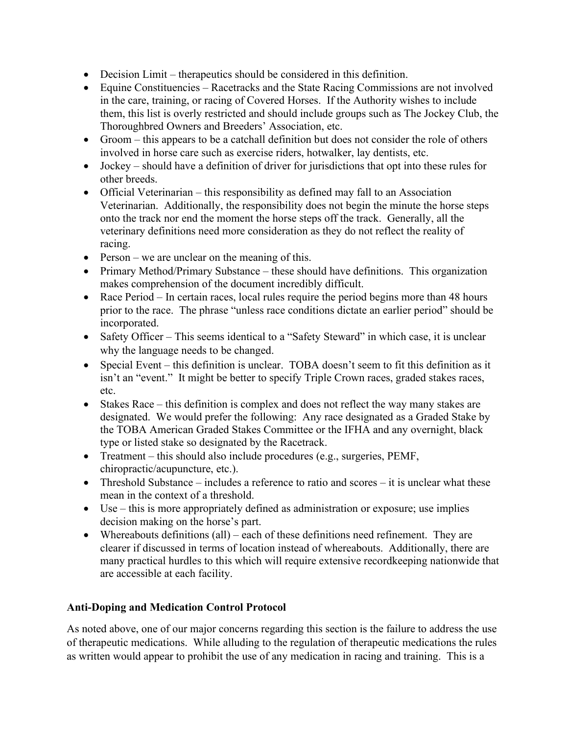- Decision Limit – therapeutics should be considered in this definition.
- Equine Constituencies – Racetracks and the State Racing Commissions are not involved in the care, training, or racing of Covered Horses. If the Authority wishes to include them, this list is overly restricted and should include groups such as The Jockey Club, the Thoroughbred Owners and Breeders' Association, etc.
- Groom – this appears to be a catchall definition but does not consider the role of others involved in horse care such as exercise riders, hotwalker, lay dentists, etc.
- Jockey – should have a definition of driver for jurisdictions that opt into these rules for other breeds.
- Official Veterinarian – this responsibility as defined may fall to an Association Veterinarian. Additionally, the responsibility does not begin the minute the horse steps onto the track nor end the moment the horse steps off the track. Generally, all the veterinary definitions need more consideration as they do not reflect the reality of racing.
- Person – we are unclear on the meaning of this.
- Primary Method/Primary Substance – these should have definitions. This organization makes comprehension of the document incredibly difficult.
- Race Period – In certain races, local rules require the period begins more than 48 hours prior to the race. The phrase "unless race conditions dictate an earlier period" should be incorporated.
- Safety Officer – This seems identical to a "Safety Steward" in which case, it is unclear why the language needs to be changed.
- Special Event – this definition is unclear. TOBA doesn't seem to fit this definition as it isn't an "event." It might be better to specify Triple Crown races, graded stakes races, etc.
- Stakes Race – this definition is complex and does not reflect the way many stakes are designated. We would prefer the following: Any race designated as a Graded Stake by the TOBA American Graded Stakes Committee or the IFHA and any overnight, black type or listed stake so designated by the Racetrack.
- Treatment – this should also include procedures (e.g., surgeries, PEMF, chiropractic/acupuncture, etc.).
- Threshold Substance – includes a reference to ratio and scores – it is unclear what these mean in the context of a threshold.
- Use – this is more appropriately defined as administration or exposure; use implies decision making on the horse's part.
- Whereabouts definitions (all) – each of these definitions need refinement. They are clearer if discussed in terms of location instead of whereabouts. Additionally, there are many practical hurdles to this which will require extensive recordkeeping nationwide that are accessible at each facility.

**Anti-Doping and Medication Control Protocol**

As noted above, one of our major concerns regarding this section is the failure to address the use of therapeutic medications. While alluding to the regulation of therapeutic medications the rules as written would appear to prohibit the use of any medication in racing and training. This is a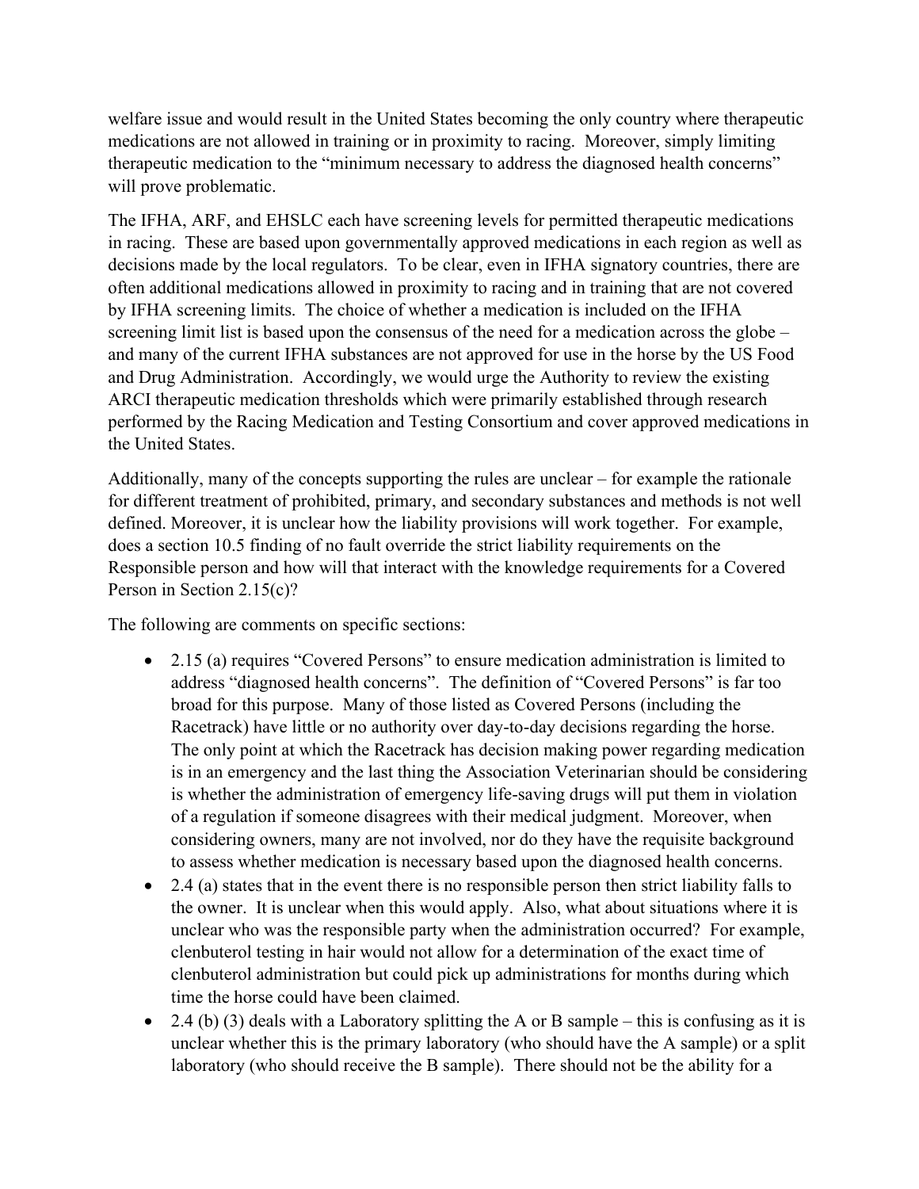welfare issue and would result in the United States becoming the only country where therapeutic medications are not allowed in training or in proximity to racing. Moreover, simply limiting therapeutic medication to the "minimum necessary to address the diagnosed health concerns" will prove problematic.

The IFHA, ARF, and EHSLC each have screening levels for permitted therapeutic medications in racing. These are based upon governmentally approved medications in each region as well as decisions made by the local regulators. To be clear, even in IFHA signatory countries, there are often additional medications allowed in proximity to racing and in training that are not covered by IFHA screening limits. The choice of whether a medication is included on the IFHA screening limit list is based upon the consensus of the need for a medication across the globe – and many of the current IFHA substances are not approved for use in the horse by the US Food and Drug Administration. Accordingly, we would urge the Authority to review the existing ARCI therapeutic medication thresholds which were primarily established through research performed by the Racing Medication and Testing Consortium and cover approved medications in the United States.

Additionally, many of the concepts supporting the rules are unclear – for example the rationale for different treatment of prohibited, primary, and secondary substances and methods is not well defined. Moreover, it is unclear how the liability provisions will work together. For example, does a section 10.5 finding of no fault override the strict liability requirements on the Responsible person and how will that interact with the knowledge requirements for a Covered Person in Section 2.15(c)?

The following are comments on specific sections:

- 2.15 (a) requires "Covered Persons" to ensure medication administration is limited to address "diagnosed health concerns". The definition of "Covered Persons" is far too broad for this purpose. Many of those listed as Covered Persons (including the Racetrack) have little or no authority over day-to-day decisions regarding the horse. The only point at which the Racetrack has decision making power regarding medication is in an emergency and the last thing the Association Veterinarian should be considering is whether the administration of emergency life-saving drugs will put them in violation of a regulation if someone disagrees with their medical judgment. Moreover, when considering owners, many are not involved, nor do they have the requisite background to assess whether medication is necessary based upon the diagnosed health concerns.
- 2.4 (a) states that in the event there is no responsible person then strict liability falls to the owner. It is unclear when this would apply. Also, what about situations where it is unclear who was the responsible party when the administration occurred? For example, clenbuterol testing in hair would not allow for a determination of the exact time of clenbuterol administration but could pick up administrations for months during which time the horse could have been claimed.
- 2.4 (b) (3) deals with a Laboratory splitting the A or B sample – this is confusing as it is unclear whether this is the primary laboratory (who should have the A sample) or a split laboratory (who should receive the B sample). There should not be the ability for a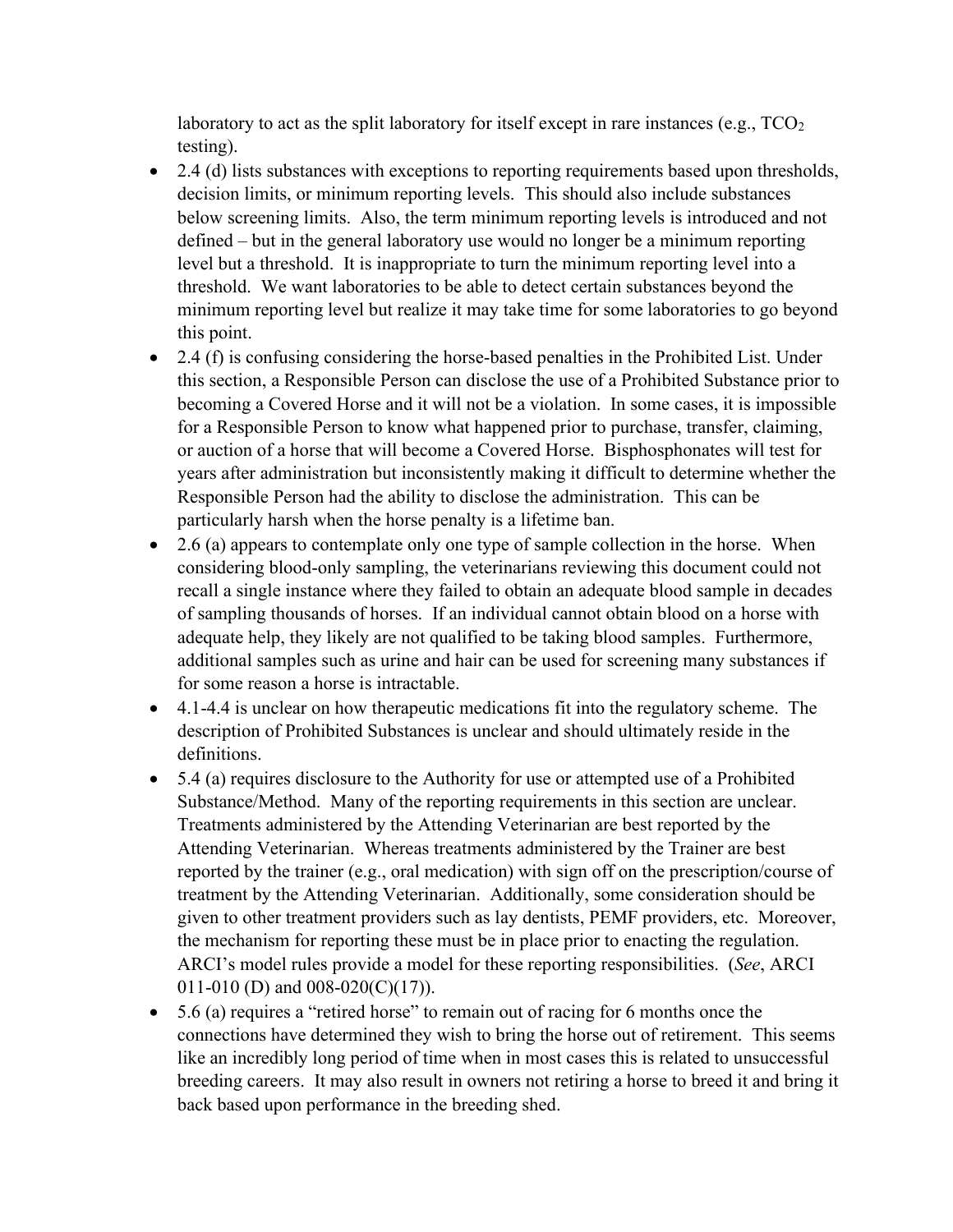laboratory to act as the split laboratory for itself except in rare instances (e.g., $TCO_2$ testing).

- 2.4 (d) lists substances with exceptions to reporting requirements based upon thresholds, decision limits, or minimum reporting levels. This should also include substances below screening limits. Also, the term minimum reporting levels is introduced and not defined – but in the general laboratory use would no longer be a minimum reporting level but a threshold. It is inappropriate to turn the minimum reporting level into a threshold. We want laboratories to be able to detect certain substances beyond the minimum reporting level but realize it may take time for some laboratories to go beyond this point.
- 2.4 (f) is confusing considering the horse-based penalties in the Prohibited List. Under this section, a Responsible Person can disclose the use of a Prohibited Substance prior to becoming a Covered Horse and it will not be a violation. In some cases, it is impossible for a Responsible Person to know what happened prior to purchase, transfer, claiming, or auction of a horse that will become a Covered Horse. Bisphosphonates will test for years after administration but inconsistently making it difficult to determine whether the Responsible Person had the ability to disclose the administration. This can be particularly harsh when the horse penalty is a lifetime ban.
- 2.6 (a) appears to contemplate only one type of sample collection in the horse. When considering blood-only sampling, the veterinarians reviewing this document could not recall a single instance where they failed to obtain an adequate blood sample in decades of sampling thousands of horses. If an individual cannot obtain blood on a horse with adequate help, they likely are not qualified to be taking blood samples. Furthermore, additional samples such as urine and hair can be used for screening many substances if for some reason a horse is intractable.
- 4.1-4.4 is unclear on how therapeutic medications fit into the regulatory scheme. The description of Prohibited Substances is unclear and should ultimately reside in the definitions.
- 5.4 (a) requires disclosure to the Authority for use or attempted use of a Prohibited Substance/Method. Many of the reporting requirements in this section are unclear. Treatments administered by the Attending Veterinarian are best reported by the Attending Veterinarian. Whereas treatments administered by the Trainer are best reported by the trainer (e.g., oral medication) with sign off on the prescription/course of treatment by the Attending Veterinarian. Additionally, some consideration should be given to other treatment providers such as lay dentists, PEMF providers, etc. Moreover, the mechanism for reporting these must be in place prior to enacting the regulation. ARCI's model rules provide a model for these reporting responsibilities. (*See*, ARCI 011-010 (D) and 008-020(C)(17)).
- 5.6 (a) requires a "retired horse" to remain out of racing for 6 months once the connections have determined they wish to bring the horse out of retirement. This seems like an incredibly long period of time when in most cases this is related to unsuccessful breeding careers. It may also result in owners not retiring a horse to breed it and bring it back based upon performance in the breeding shed.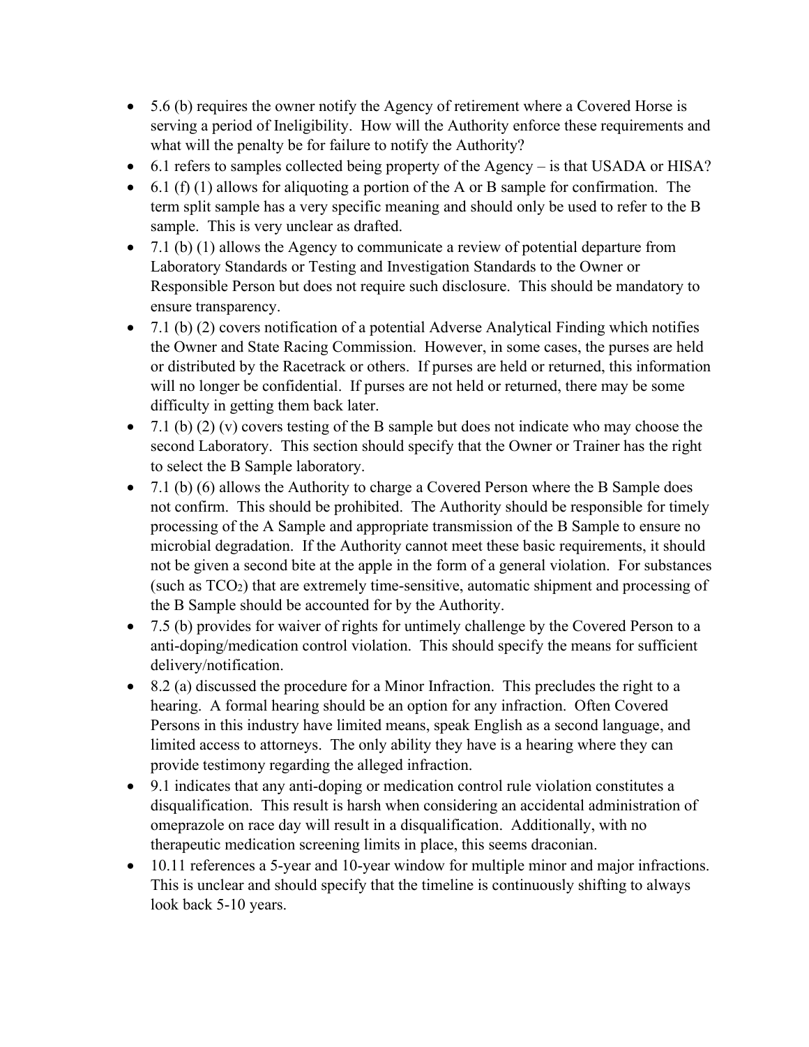- 5.6 (b) requires the owner notify the Agency of retirement where a Covered Horse is serving a period of Ineligibility. How will the Authority enforce these requirements and what will the penalty be for failure to notify the Authority?
- 6.1 refers to samples collected being property of the Agency – is that USADA or HISA?
- 6.1 (f) (1) allows for aliquoting a portion of the A or B sample for confirmation. The term split sample has a very specific meaning and should only be used to refer to the B sample. This is very unclear as drafted.
- 7.1 (b) (1) allows the Agency to communicate a review of potential departure from Laboratory Standards or Testing and Investigation Standards to the Owner or Responsible Person but does not require such disclosure. This should be mandatory to ensure transparency.
- 7.1 (b) (2) covers notification of a potential Adverse Analytical Finding which notifies the Owner and State Racing Commission. However, in some cases, the purses are held or distributed by the Racetrack or others. If purses are held or returned, this information will no longer be confidential. If purses are not held or returned, there may be some difficulty in getting them back later.
- 7.1 (b) (2) (v) covers testing of the B sample but does not indicate who may choose the second Laboratory. This section should specify that the Owner or Trainer has the right to select the B Sample laboratory.
- 7.1 (b) (6) allows the Authority to charge a Covered Person where the B Sample does not confirm. This should be prohibited. The Authority should be responsible for timely processing of the A Sample and appropriate transmission of the B Sample to ensure no microbial degradation. If the Authority cannot meet these basic requirements, it should not be given a second bite at the apple in the form of a general violation. For substances (such as $TCO_2$) that are extremely time-sensitive, automatic shipment and processing of the B Sample should be accounted for by the Authority.
- 7.5 (b) provides for waiver of rights for untimely challenge by the Covered Person to a anti-doping/medication control violation. This should specify the means for sufficient delivery/notification.
- 8.2 (a) discussed the procedure for a Minor Infraction. This precludes the right to a hearing. A formal hearing should be an option for any infraction. Often Covered Persons in this industry have limited means, speak English as a second language, and limited access to attorneys. The only ability they have is a hearing where they can provide testimony regarding the alleged infraction.
- 9.1 indicates that any anti-doping or medication control rule violation constitutes a disqualification. This result is harsh when considering an accidental administration of omeprazole on race day will result in a disqualification. Additionally, with no therapeutic medication screening limits in place, this seems draconian.
- 10.11 references a 5-year and 10-year window for multiple minor and major infractions. This is unclear and should specify that the timeline is continuously shifting to always look back 5-10 years.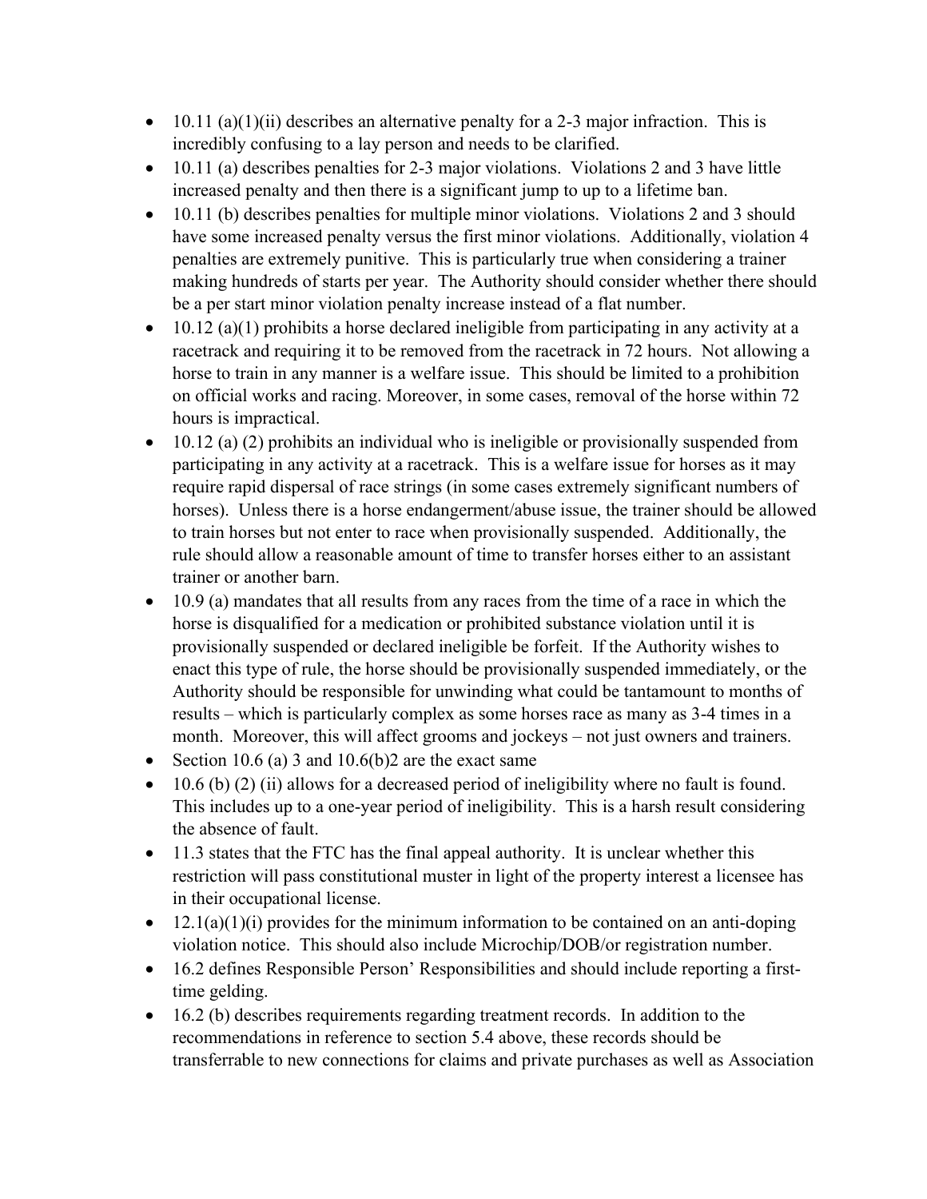- 10.11 (a)(1)(ii) describes an alternative penalty for a 2-3 major infraction. This is incredibly confusing to a lay person and needs to be clarified.
- 10.11 (a) describes penalties for 2-3 major violations. Violations 2 and 3 have little increased penalty and then there is a significant jump to up to a lifetime ban.
- 10.11 (b) describes penalties for multiple minor violations. Violations 2 and 3 should have some increased penalty versus the first minor violations. Additionally, violation 4 penalties are extremely punitive. This is particularly true when considering a trainer making hundreds of starts per year. The Authority should consider whether there should be a per start minor violation penalty increase instead of a flat number.
- 10.12 (a)(1) prohibits a horse declared ineligible from participating in any activity at a racetrack and requiring it to be removed from the racetrack in 72 hours. Not allowing a horse to train in any manner is a welfare issue. This should be limited to a prohibition on official works and racing. Moreover, in some cases, removal of the horse within 72 hours is impractical.
- 10.12 (a) (2) prohibits an individual who is ineligible or provisionally suspended from participating in any activity at a racetrack. This is a welfare issue for horses as it may require rapid dispersal of race strings (in some cases extremely significant numbers of horses). Unless there is a horse endangerment/abuse issue, the trainer should be allowed to train horses but not enter to race when provisionally suspended. Additionally, the rule should allow a reasonable amount of time to transfer horses either to an assistant trainer or another barn.
- 10.9 (a) mandates that all results from any races from the time of a race in which the horse is disqualified for a medication or prohibited substance violation until it is provisionally suspended or declared ineligible be forfeit. If the Authority wishes to enact this type of rule, the horse should be provisionally suspended immediately, or the Authority should be responsible for unwinding what could be tantamount to months of results – which is particularly complex as some horses race as many as 3-4 times in a month. Moreover, this will affect grooms and jockeys – not just owners and trainers.
- Section 10.6 (a) 3 and 10.6(b)2 are the exact same
- 10.6 (b) (2) (ii) allows for a decreased period of ineligibility where no fault is found. This includes up to a one-year period of ineligibility. This is a harsh result considering the absence of fault.
- 11.3 states that the FTC has the final appeal authority. It is unclear whether this restriction will pass constitutional muster in light of the property interest a licensee has in their occupational license.
- 12.1(a)(1)(i) provides for the minimum information to be contained on an anti-doping violation notice. This should also include Microchip/DOB/or registration number.
- 16.2 defines Responsible Person' Responsibilities and should include reporting a first-time gelding.
- 16.2 (b) describes requirements regarding treatment records. In addition to the recommendations in reference to section 5.4 above, these records should be transferrable to new connections for claims and private purchases as well as Association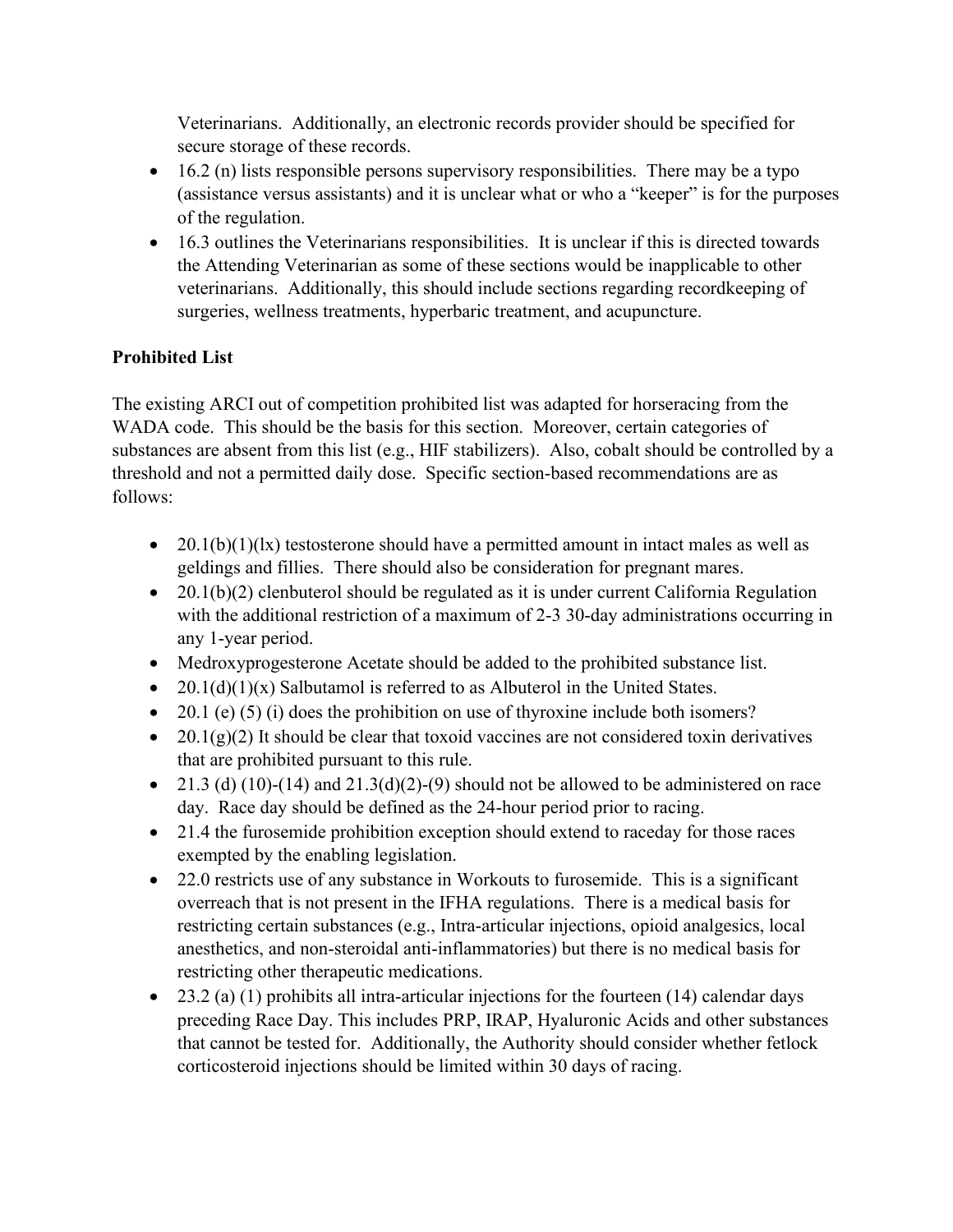Veterinarians. Additionally, an electronic records provider should be specified for secure storage of these records.

- 16.2 (n) lists responsible persons supervisory responsibilities. There may be a typo (assistance versus assistants) and it is unclear what or who a "keeper" is for the purposes of the regulation.
- 16.3 outlines the Veterinarians responsibilities. It is unclear if this is directed towards the Attending Veterinarian as some of these sections would be inapplicable to other veterinarians. Additionally, this should include sections regarding recordkeeping of surgeries, wellness treatments, hyperbaric treatment, and acupuncture.

**Prohibited List**

The existing ARCI out of competition prohibited list was adapted for horseracing from the WADA code. This should be the basis for this section. Moreover, certain categories of substances are absent from this list (e.g., HIF stabilizers). Also, cobalt should be controlled by a threshold and not a permitted daily dose. Specific section-based recommendations are as follows:

- 20.1(b)(1)(lx) testosterone should have a permitted amount in intact males as well as geldings and fillies. There should also be consideration for pregnant mares.
- 20.1(b)(2) clenbuterol should be regulated as it is under current California Regulation with the additional restriction of a maximum of 2-3 30-day administrations occurring in any 1-year period.
- Medroxyprogesterone Acetate should be added to the prohibited substance list.
- 20.1(d)(1)(x) Salbutamol is referred to as Albuterol in the United States.
- 20.1 (e) (5) (i) does the prohibition on use of thyroxine include both isomers?
- 20.1(g)(2) It should be clear that toxoid vaccines are not considered toxin derivatives that are prohibited pursuant to this rule.
- 21.3 (d) (10)-(14) and 21.3(d)(2)-(9) should not be allowed to be administered on race day. Race day should be defined as the 24-hour period prior to racing.
- 21.4 the furosemide prohibition exception should extend to raceday for those races exempted by the enabling legislation.
- 22.0 restricts use of any substance in Workouts to furosemide. This is a significant overreach that is not present in the IFHA regulations. There is a medical basis for restricting certain substances (e.g., Intra-articular injections, opioid analgesics, local anesthetics, and non-steroidal anti-inflammatories) but there is no medical basis for restricting other therapeutic medications.
- 23.2 (a) (1) prohibits all intra-articular injections for the fourteen (14) calendar days preceding Race Day. This includes PRP, IRAP, Hyaluronic Acids and other substances that cannot be tested for. Additionally, the Authority should consider whether fetlock corticosteroid injections should be limited within 30 days of racing.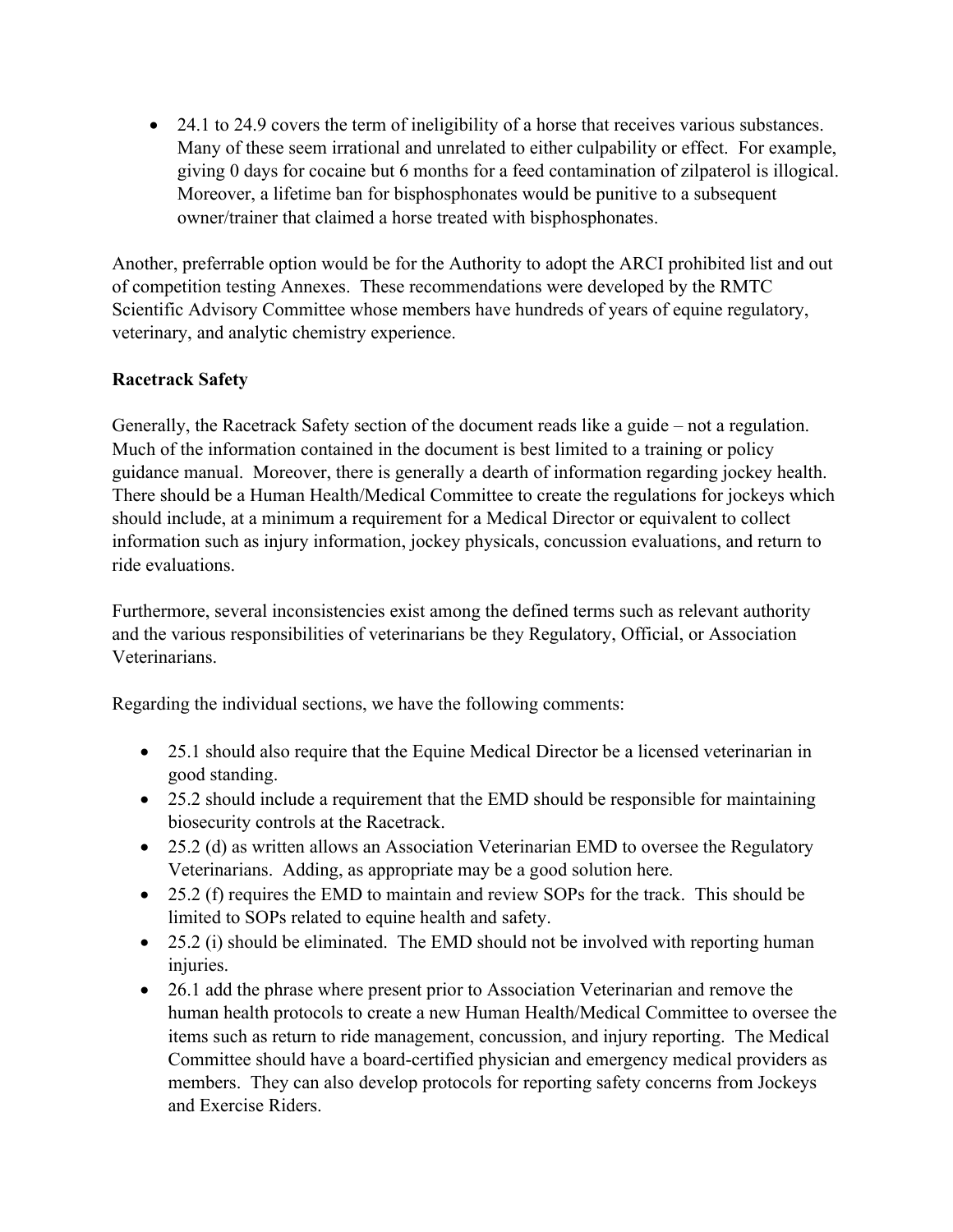- 24.1 to 24.9 covers the term of ineligibility of a horse that receives various substances. Many of these seem irrational and unrelated to either culpability or effect. For example, giving 0 days for cocaine but 6 months for a feed contamination of zilpaterol is illogical. Moreover, a lifetime ban for bisphosphonates would be punitive to a subsequent owner/trainer that claimed a horse treated with bisphosphonates.

Another, preferrable option would be for the Authority to adopt the ARCI prohibited list and out of competition testing Annexes. These recommendations were developed by the RMTC Scientific Advisory Committee whose members have hundreds of years of equine regulatory, veterinary, and analytic chemistry experience.

**Racetrack Safety**

Generally, the Racetrack Safety section of the document reads like a guide – not a regulation. Much of the information contained in the document is best limited to a training or policy guidance manual. Moreover, there is generally a dearth of information regarding jockey health. There should be a Human Health/Medical Committee to create the regulations for jockeys which should include, at a minimum a requirement for a Medical Director or equivalent to collect information such as injury information, jockey physicals, concussion evaluations, and return to ride evaluations.

Furthermore, several inconsistencies exist among the defined terms such as relevant authority and the various responsibilities of veterinarians be they Regulatory, Official, or Association Veterinarians.

Regarding the individual sections, we have the following comments:

- 25.1 should also require that the Equine Medical Director be a licensed veterinarian in good standing.
- 25.2 should include a requirement that the EMD should be responsible for maintaining biosecurity controls at the Racetrack.
- 25.2 (d) as written allows an Association Veterinarian EMD to oversee the Regulatory Veterinarians. Adding, as appropriate may be a good solution here.
- 25.2 (f) requires the EMD to maintain and review SOPs for the track. This should be limited to SOPs related to equine health and safety.
- 25.2 (i) should be eliminated. The EMD should not be involved with reporting human injuries.
- 26.1 add the phrase where present prior to Association Veterinarian and remove the human health protocols to create a new Human Health/Medical Committee to oversee the items such as return to ride management, concussion, and injury reporting. The Medical Committee should have a board-certified physician and emergency medical providers as members. They can also develop protocols for reporting safety concerns from Jockeys and Exercise Riders.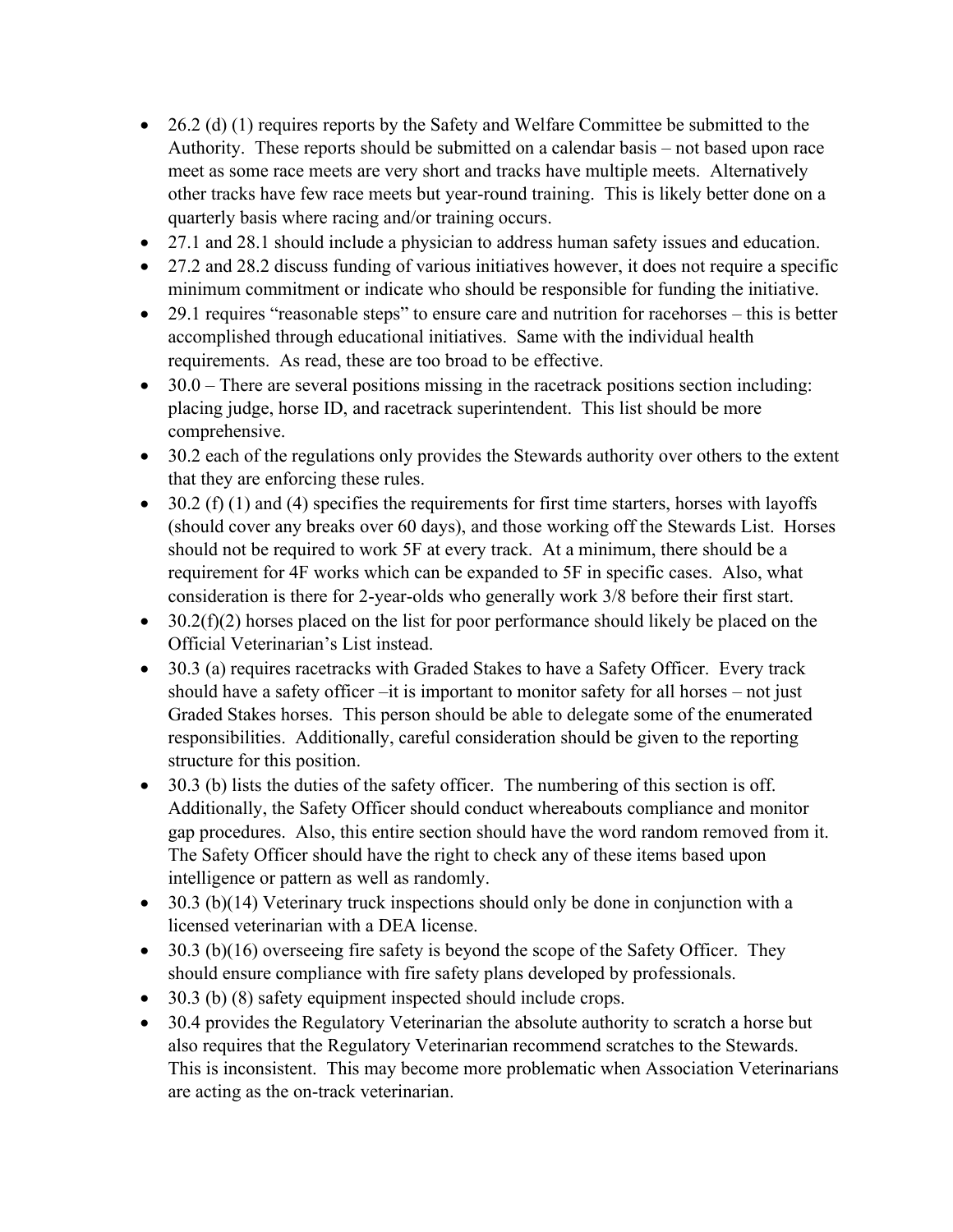- 26.2 (d) (1) requires reports by the Safety and Welfare Committee be submitted to the Authority. These reports should be submitted on a calendar basis – not based upon race meet as some race meets are very short and tracks have multiple meets. Alternatively other tracks have few race meets but year-round training. This is likely better done on a quarterly basis where racing and/or training occurs.
- 27.1 and 28.1 should include a physician to address human safety issues and education.
- 27.2 and 28.2 discuss funding of various initiatives however, it does not require a specific minimum commitment or indicate who should be responsible for funding the initiative.
- 29.1 requires "reasonable steps" to ensure care and nutrition for racehorses – this is better accomplished through educational initiatives. Same with the individual health requirements. As read, these are too broad to be effective.
- 30.0 – There are several positions missing in the racetrack positions section including: placing judge, horse ID, and racetrack superintendent. This list should be more comprehensive.
- 30.2 each of the regulations only provides the Stewards authority over others to the extent that they are enforcing these rules.
- 30.2 (f) (1) and (4) specifies the requirements for first time starters, horses with layoffs (should cover any breaks over 60 days), and those working off the Stewards List. Horses should not be required to work 5F at every track. At a minimum, there should be a requirement for 4F works which can be expanded to 5F in specific cases. Also, what consideration is there for 2-year-olds who generally work 3/8 before their first start.
- 30.2(f)(2) horses placed on the list for poor performance should likely be placed on the Official Veterinarian's List instead.
- 30.3 (a) requires racetracks with Graded Stakes to have a Safety Officer. Every track should have a safety officer –it is important to monitor safety for all horses – not just Graded Stakes horses. This person should be able to delegate some of the enumerated responsibilities. Additionally, careful consideration should be given to the reporting structure for this position.
- 30.3 (b) lists the duties of the safety officer. The numbering of this section is off. Additionally, the Safety Officer should conduct whereabouts compliance and monitor gap procedures. Also, this entire section should have the word random removed from it. The Safety Officer should have the right to check any of these items based upon intelligence or pattern as well as randomly.
- 30.3 (b)(14) Veterinary truck inspections should only be done in conjunction with a licensed veterinarian with a DEA license.
- 30.3 (b)(16) overseeing fire safety is beyond the scope of the Safety Officer. They should ensure compliance with fire safety plans developed by professionals.
- 30.3 (b) (8) safety equipment inspected should include crops.
- 30.4 provides the Regulatory Veterinarian the absolute authority to scratch a horse but also requires that the Regulatory Veterinarian recommend scratches to the Stewards. This is inconsistent. This may become more problematic when Association Veterinarians are acting as the on-track veterinarian.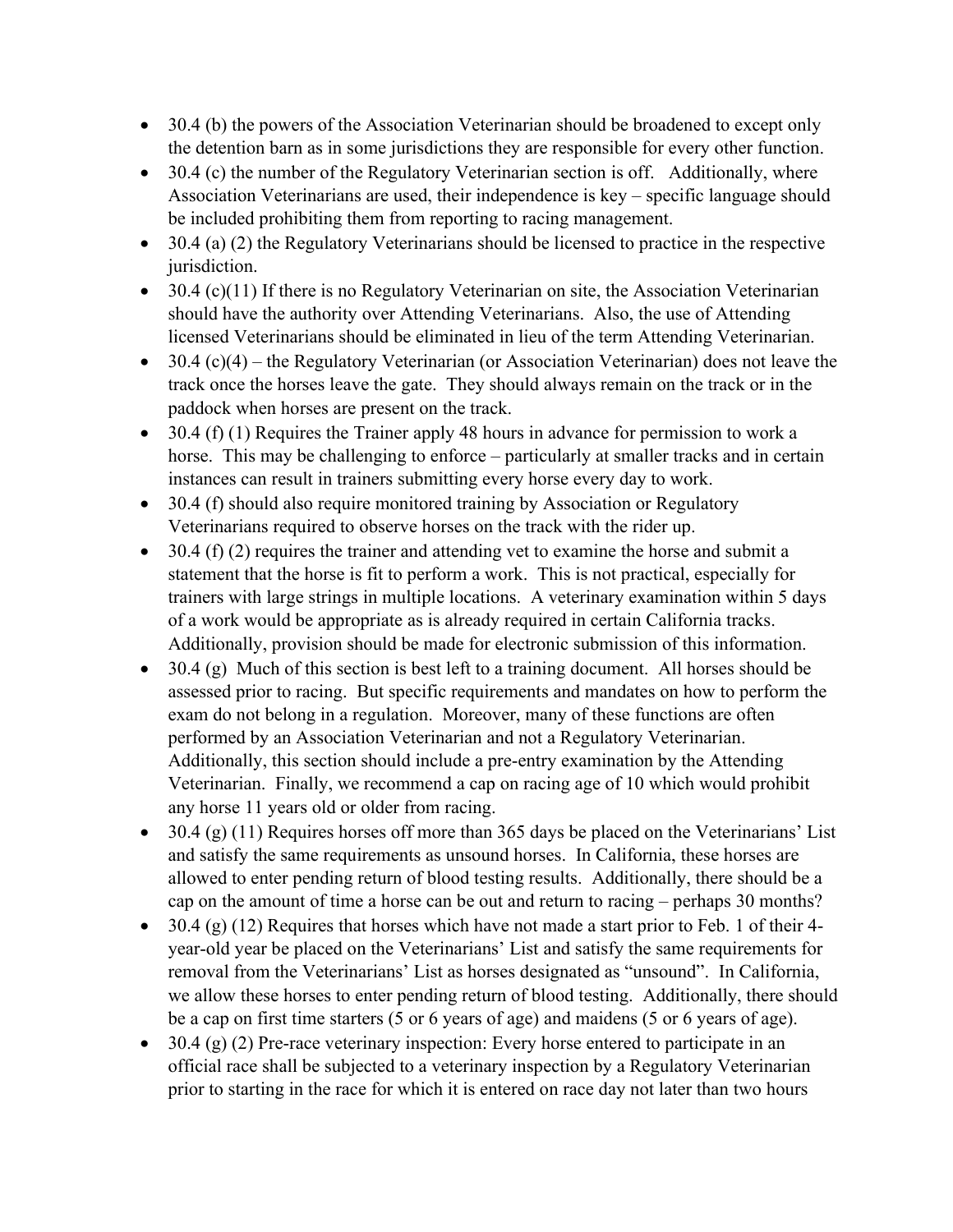- 30.4 (b) the powers of the Association Veterinarian should be broadened to except only the detention barn as in some jurisdictions they are responsible for every other function.
- 30.4 (c) the number of the Regulatory Veterinarian section is off. Additionally, where Association Veterinarians are used, their independence is key – specific language should be included prohibiting them from reporting to racing management.
- 30.4 (a) (2) the Regulatory Veterinarians should be licensed to practice in the respective jurisdiction.
- 30.4 (c)(11) If there is no Regulatory Veterinarian on site, the Association Veterinarian should have the authority over Attending Veterinarians. Also, the use of Attending licensed Veterinarians should be eliminated in lieu of the term Attending Veterinarian.
- 30.4 (c)(4) – the Regulatory Veterinarian (or Association Veterinarian) does not leave the track once the horses leave the gate. They should always remain on the track or in the paddock when horses are present on the track.
- 30.4 (f) (1) Requires the Trainer apply 48 hours in advance for permission to work a horse. This may be challenging to enforce – particularly at smaller tracks and in certain instances can result in trainers submitting every horse every day to work.
- 30.4 (f) should also require monitored training by Association or Regulatory Veterinarians required to observe horses on the track with the rider up.
- 30.4 (f) (2) requires the trainer and attending vet to examine the horse and submit a statement that the horse is fit to perform a work. This is not practical, especially for trainers with large strings in multiple locations. A veterinary examination within 5 days of a work would be appropriate as is already required in certain California tracks. Additionally, provision should be made for electronic submission of this information.
- 30.4 (g) Much of this section is best left to a training document. All horses should be assessed prior to racing. But specific requirements and mandates on how to perform the exam do not belong in a regulation. Moreover, many of these functions are often performed by an Association Veterinarian and not a Regulatory Veterinarian. Additionally, this section should include a pre-entry examination by the Attending Veterinarian. Finally, we recommend a cap on racing age of 10 which would prohibit any horse 11 years old or older from racing.
- 30.4 (g) (11) Requires horses off more than 365 days be placed on the Veterinarians' List and satisfy the same requirements as unsound horses. In California, these horses are allowed to enter pending return of blood testing results. Additionally, there should be a cap on the amount of time a horse can be out and return to racing – perhaps 30 months?
- 30.4 (g) (12) Requires that horses which have not made a start prior to Feb. 1 of their 4-year-old year be placed on the Veterinarians' List and satisfy the same requirements for removal from the Veterinarians' List as horses designated as "unsound". In California, we allow these horses to enter pending return of blood testing. Additionally, there should be a cap on first time starters (5 or 6 years of age) and maidens (5 or 6 years of age).
- 30.4 (g) (2) Pre-race veterinary inspection: Every horse entered to participate in an official race shall be subjected to a veterinary inspection by a Regulatory Veterinarian prior to starting in the race for which it is entered on race day not later than two hours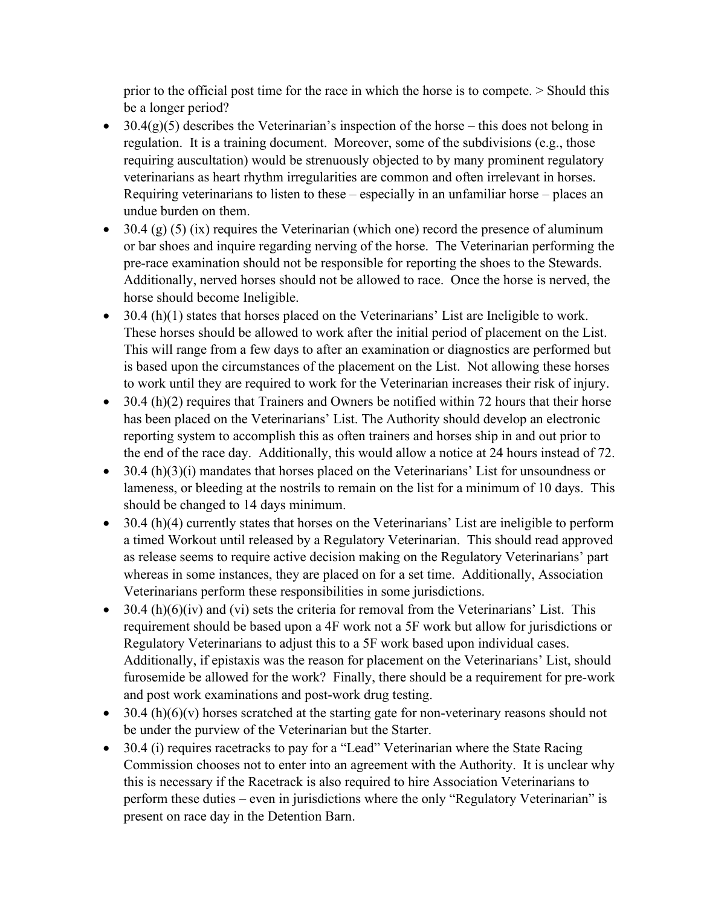prior to the official post time for the race in which the horse is to compete. > Should this be a longer period?

- 30.4(g)(5) describes the Veterinarian's inspection of the horse – this does not belong in regulation. It is a training document. Moreover, some of the subdivisions (e.g., those requiring auscultation) would be strenuously objected to by many prominent regulatory veterinarians as heart rhythm irregularities are common and often irrelevant in horses. Requiring veterinarians to listen to these – especially in an unfamiliar horse – places an undue burden on them.
- 30.4 (g) (5) (ix) requires the Veterinarian (which one) record the presence of aluminum or bar shoes and inquire regarding nerving of the horse. The Veterinarian performing the pre-race examination should not be responsible for reporting the shoes to the Stewards. Additionally, nerved horses should not be allowed to race. Once the horse is nerved, the horse should become Ineligible.
- 30.4 (h)(1) states that horses placed on the Veterinarians' List are Ineligible to work. These horses should be allowed to work after the initial period of placement on the List. This will range from a few days to after an examination or diagnostics are performed but is based upon the circumstances of the placement on the List. Not allowing these horses to work until they are required to work for the Veterinarian increases their risk of injury.
- 30.4 (h)(2) requires that Trainers and Owners be notified within 72 hours that their horse has been placed on the Veterinarians' List. The Authority should develop an electronic reporting system to accomplish this as often trainers and horses ship in and out prior to the end of the race day. Additionally, this would allow a notice at 24 hours instead of 72.
- 30.4 (h)(3)(i) mandates that horses placed on the Veterinarians' List for unsoundness or lameness, or bleeding at the nostrils to remain on the list for a minimum of 10 days. This should be changed to 14 days minimum.
- 30.4 (h)(4) currently states that horses on the Veterinarians' List are ineligible to perform a timed Workout until released by a Regulatory Veterinarian. This should read approved as release seems to require active decision making on the Regulatory Veterinarians' part whereas in some instances, they are placed on for a set time. Additionally, Association Veterinarians perform these responsibilities in some jurisdictions.
- 30.4 (h)(6)(iv) and (vi) sets the criteria for removal from the Veterinarians' List. This requirement should be based upon a 4F work not a 5F work but allow for jurisdictions or Regulatory Veterinarians to adjust this to a 5F work based upon individual cases. Additionally, if epistaxis was the reason for placement on the Veterinarians' List, should furosemide be allowed for the work? Finally, there should be a requirement for pre-work and post work examinations and post-work drug testing.
- 30.4 (h)(6)(v) horses scratched at the starting gate for non-veterinary reasons should not be under the purview of the Veterinarian but the Starter.
- 30.4 (i) requires racetracks to pay for a "Lead" Veterinarian where the State Racing Commission chooses not to enter into an agreement with the Authority. It is unclear why this is necessary if the Racetrack is also required to hire Association Veterinarians to perform these duties – even in jurisdictions where the only "Regulatory Veterinarian" is present on race day in the Detention Barn.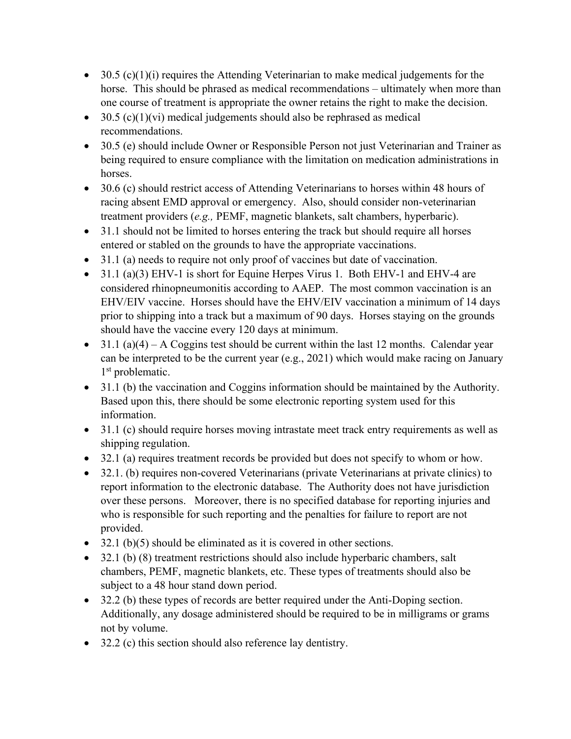- 30.5 (c)(1)(i) requires the Attending Veterinarian to make medical judgements for the horse. This should be phrased as medical recommendations – ultimately when more than one course of treatment is appropriate the owner retains the right to make the decision.
- 30.5 (c)(1)(vi) medical judgements should also be rephrased as medical recommendations.
- 30.5 (e) should include Owner or Responsible Person not just Veterinarian and Trainer as being required to ensure compliance with the limitation on medication administrations in horses.
- 30.6 (c) should restrict access of Attending Veterinarians to horses within 48 hours of racing absent EMD approval or emergency. Also, should consider non-veterinarian treatment providers (*e.g.,* PEMF, magnetic blankets, salt chambers, hyperbaric).
- 31.1 should not be limited to horses entering the track but should require all horses entered or stabled on the grounds to have the appropriate vaccinations.
- 31.1 (a) needs to require not only proof of vaccines but date of vaccination.
- 31.1 (a)(3) EHV-1 is short for Equine Herpes Virus 1. Both EHV-1 and EHV-4 are considered rhinopneumonitis according to AAEP. The most common vaccination is an EHV/EIV vaccine. Horses should have the EHV/EIV vaccination a minimum of 14 days prior to shipping into a track but a maximum of 90 days. Horses staying on the grounds should have the vaccine every 120 days at minimum.
- 31.1 (a)(4) – A Coggins test should be current within the last 12 months. Calendar year can be interpreted to be the current year (e.g., 2021) which would make racing on January 1st problematic.
- 31.1 (b) the vaccination and Coggins information should be maintained by the Authority. Based upon this, there should be some electronic reporting system used for this information.
- 31.1 (c) should require horses moving intrastate meet track entry requirements as well as shipping regulation.
- 32.1 (a) requires treatment records be provided but does not specify to whom or how.
- 32.1. (b) requires non-covered Veterinarians (private Veterinarians at private clinics) to report information to the electronic database. The Authority does not have jurisdiction over these persons. Moreover, there is no specified database for reporting injuries and who is responsible for such reporting and the penalties for failure to report are not provided.
- 32.1 (b)(5) should be eliminated as it is covered in other sections.
- 32.1 (b) (8) treatment restrictions should also include hyperbaric chambers, salt chambers, PEMF, magnetic blankets, etc. These types of treatments should also be subject to a 48 hour stand down period.
- 32.2 (b) these types of records are better required under the Anti-Doping section. Additionally, any dosage administered should be required to be in milligrams or grams not by volume.
- 32.2 (c) this section should also reference lay dentistry.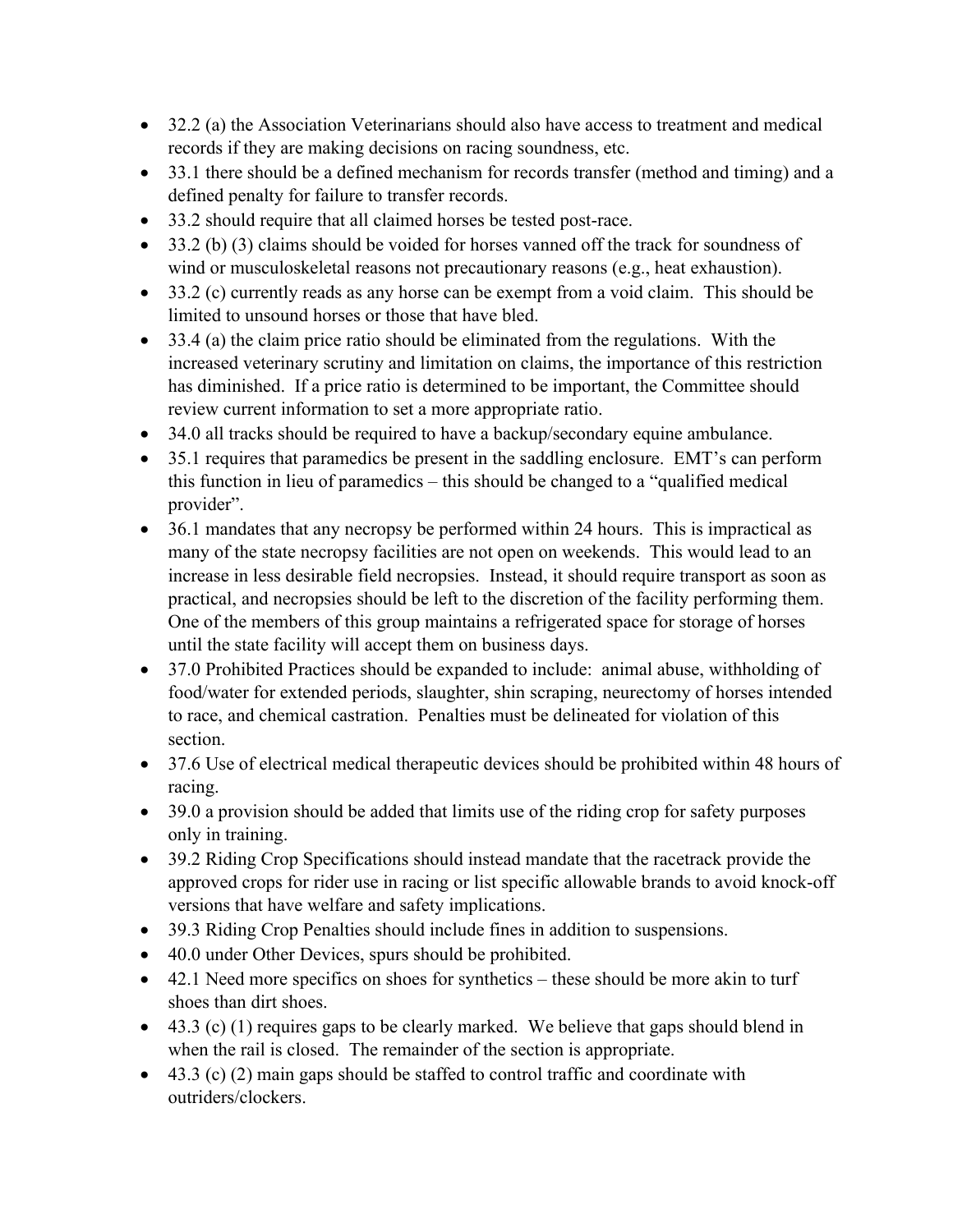- 32.2 (a) the Association Veterinarians should also have access to treatment and medical records if they are making decisions on racing soundness, etc.
- 33.1 there should be a defined mechanism for records transfer (method and timing) and a defined penalty for failure to transfer records.
- 33.2 should require that all claimed horses be tested post-race.
- 33.2 (b) (3) claims should be voided for horses vanned off the track for soundness of wind or musculoskeletal reasons not precautionary reasons (e.g., heat exhaustion).
- 33.2 (c) currently reads as any horse can be exempt from a void claim. This should be limited to unsound horses or those that have bled.
- 33.4 (a) the claim price ratio should be eliminated from the regulations. With the increased veterinary scrutiny and limitation on claims, the importance of this restriction has diminished. If a price ratio is determined to be important, the Committee should review current information to set a more appropriate ratio.
- 34.0 all tracks should be required to have a backup/secondary equine ambulance.
- 35.1 requires that paramedics be present in the saddling enclosure. EMT's can perform this function in lieu of paramedics – this should be changed to a "qualified medical provider".
- 36.1 mandates that any necropsy be performed within 24 hours. This is impractical as many of the state necropsy facilities are not open on weekends. This would lead to an increase in less desirable field necropsies. Instead, it should require transport as soon as practical, and necropsies should be left to the discretion of the facility performing them. One of the members of this group maintains a refrigerated space for storage of horses until the state facility will accept them on business days.
- 37.0 Prohibited Practices should be expanded to include: animal abuse, withholding of food/water for extended periods, slaughter, shin scraping, neurectomy of horses intended to race, and chemical castration. Penalties must be delineated for violation of this section.
- 37.6 Use of electrical medical therapeutic devices should be prohibited within 48 hours of racing.
- 39.0 a provision should be added that limits use of the riding crop for safety purposes only in training.
- 39.2 Riding Crop Specifications should instead mandate that the racetrack provide the approved crops for rider use in racing or list specific allowable brands to avoid knock-off versions that have welfare and safety implications.
- 39.3 Riding Crop Penalties should include fines in addition to suspensions.
- 40.0 under Other Devices, spurs should be prohibited.
- 42.1 Need more specifics on shoes for synthetics – these should be more akin to turf shoes than dirt shoes.
- 43.3 (c) (1) requires gaps to be clearly marked. We believe that gaps should blend in when the rail is closed. The remainder of the section is appropriate.
- 43.3 (c) (2) main gaps should be staffed to control traffic and coordinate with outriders/clockers.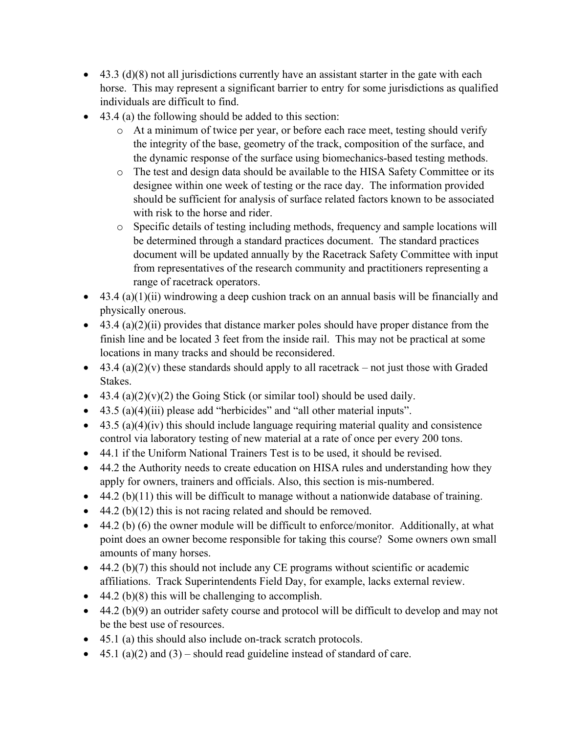- 43.3 (d)(8) not all jurisdictions currently have an assistant starter in the gate with each horse. This may represent a significant barrier to entry for some jurisdictions as qualified individuals are difficult to find.
- 43.4 (a) the following should be added to this section:
    - At a minimum of twice per year, or before each race meet, testing should verify the integrity of the base, geometry of the track, composition of the surface, and the dynamic response of the surface using biomechanics-based testing methods.
    - The test and design data should be available to the HISA Safety Committee or its designee within one week of testing or the race day. The information provided should be sufficient for analysis of surface related factors known to be associated with risk to the horse and rider.
    - Specific details of testing including methods, frequency and sample locations will be determined through a standard practices document. The standard practices document will be updated annually by the Racetrack Safety Committee with input from representatives of the research community and practitioners representing a range of racetrack operators.
- 43.4 (a)(1)(ii) windrowing a deep cushion track on an annual basis will be financially and physically onerous.
- 43.4 (a)(2)(ii) provides that distance marker poles should have proper distance from the finish line and be located 3 feet from the inside rail. This may not be practical at some locations in many tracks and should be reconsidered.
- 43.4 (a)(2)(v) these standards should apply to all racetrack – not just those with Graded Stakes.
- 43.4 (a)(2)(v)(2) the Going Stick (or similar tool) should be used daily.
- 43.5 (a)(4)(iii) please add "herbicides" and "all other material inputs".
- 43.5 (a)(4)(iv) this should include language requiring material quality and consistence control via laboratory testing of new material at a rate of once per every 200 tons.
- 44.1 if the Uniform National Trainers Test is to be used, it should be revised.
- 44.2 the Authority needs to create education on HISA rules and understanding how they apply for owners, trainers and officials. Also, this section is mis-numbered.
- 44.2 (b)(11) this will be difficult to manage without a nationwide database of training.
- 44.2 (b)(12) this is not racing related and should be removed.
- 44.2 (b) (6) the owner module will be difficult to enforce/monitor. Additionally, at what point does an owner become responsible for taking this course? Some owners own small amounts of many horses.
- 44.2 (b)(7) this should not include any CE programs without scientific or academic affiliations. Track Superintendents Field Day, for example, lacks external review.
- 44.2 (b)(8) this will be challenging to accomplish.
- 44.2 (b)(9) an outrider safety course and protocol will be difficult to develop and may not be the best use of resources.
- 45.1 (a) this should also include on-track scratch protocols.
- 45.1 (a)(2) and (3) – should read guideline instead of standard of care.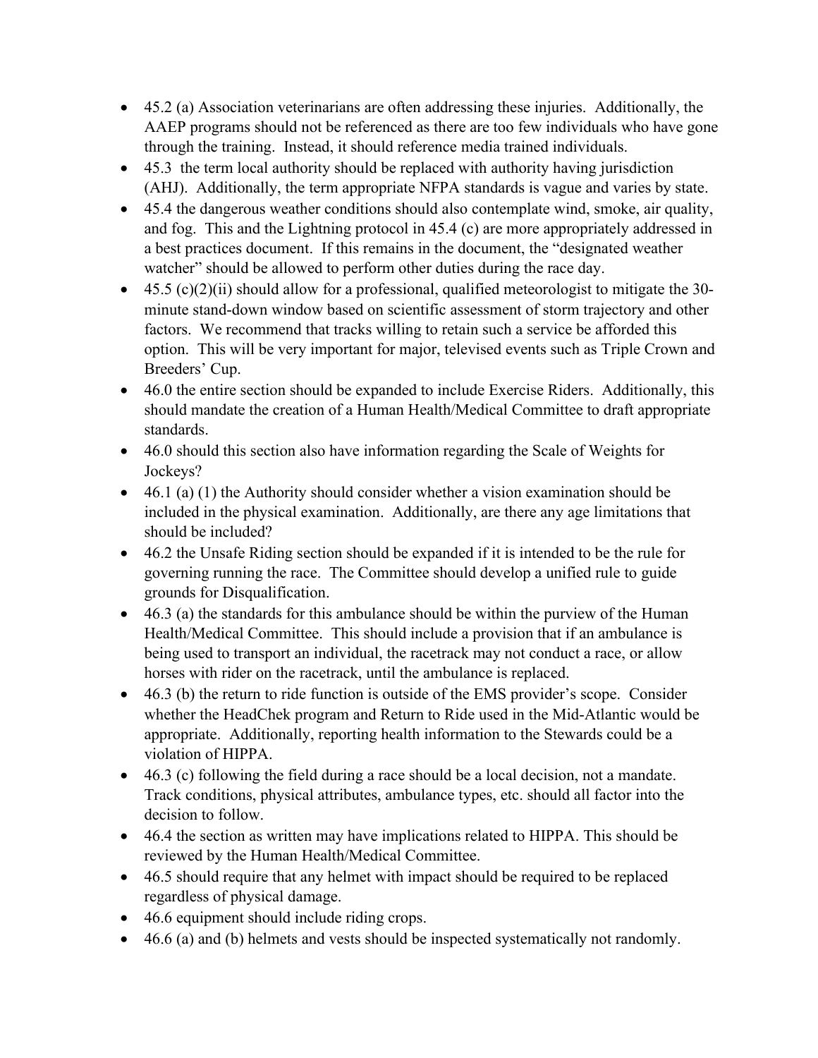- 45.2 (a) Association veterinarians are often addressing these injuries. Additionally, the AAEP programs should not be referenced as there are too few individuals who have gone through the training. Instead, it should reference media trained individuals.
- 45.3 the term local authority should be replaced with authority having jurisdiction (AHJ). Additionally, the term appropriate NFPA standards is vague and varies by state.
- 45.4 the dangerous weather conditions should also contemplate wind, smoke, air quality, and fog. This and the Lightning protocol in 45.4 (c) are more appropriately addressed in a best practices document. If this remains in the document, the "designated weather watcher" should be allowed to perform other duties during the race day.
- 45.5 (c)(2)(ii) should allow for a professional, qualified meteorologist to mitigate the 30-minute stand-down window based on scientific assessment of storm trajectory and other factors. We recommend that tracks willing to retain such a service be afforded this option. This will be very important for major, televised events such as Triple Crown and Breeders' Cup.
- 46.0 the entire section should be expanded to include Exercise Riders. Additionally, this should mandate the creation of a Human Health/Medical Committee to draft appropriate standards.
- 46.0 should this section also have information regarding the Scale of Weights for Jockeys?
- 46.1 (a) (1) the Authority should consider whether a vision examination should be included in the physical examination. Additionally, are there any age limitations that should be included?
- 46.2 the Unsafe Riding section should be expanded if it is intended to be the rule for governing running the race. The Committee should develop a unified rule to guide grounds for Disqualification.
- 46.3 (a) the standards for this ambulance should be within the purview of the Human Health/Medical Committee. This should include a provision that if an ambulance is being used to transport an individual, the racetrack may not conduct a race, or allow horses with rider on the racetrack, until the ambulance is replaced.
- 46.3 (b) the return to ride function is outside of the EMS provider's scope. Consider whether the HeadChek program and Return to Ride used in the Mid-Atlantic would be appropriate. Additionally, reporting health information to the Stewards could be a violation of HIPPA.
- 46.3 (c) following the field during a race should be a local decision, not a mandate. Track conditions, physical attributes, ambulance types, etc. should all factor into the decision to follow.
- 46.4 the section as written may have implications related to HIPPA. This should be reviewed by the Human Health/Medical Committee.
- 46.5 should require that any helmet with impact should be required to be replaced regardless of physical damage.
- 46.6 equipment should include riding crops.
- 46.6 (a) and (b) helmets and vests should be inspected systematically not randomly.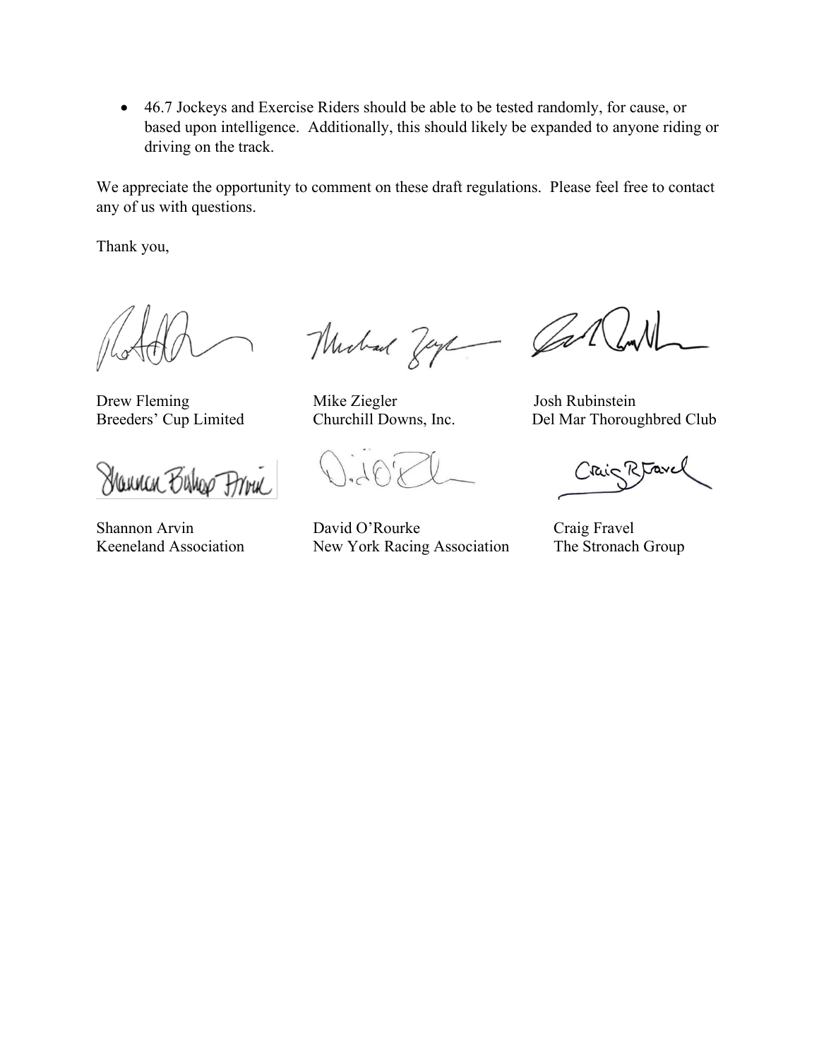- 46.7 Jockeys and Exercise Riders should be able to be tested randomly, for cause, or based upon intelligence. Additionally, this should likely be expanded to anyone riding or driving on the track.

We appreciate the opportunity to comment on these draft regulations. Please feel free to contact any of us with questions.

Thank you,

Drew Fleming
Breeders' Cup Limited

Mike Ziegler
Churchill Downs, Inc.

Josh Rubinstein
Del Mar Thoroughbred Club

Shannon Arvin
Keeneland Association

David O'Rourke
New York Racing Association

Craig Fravel
The Stronach Group